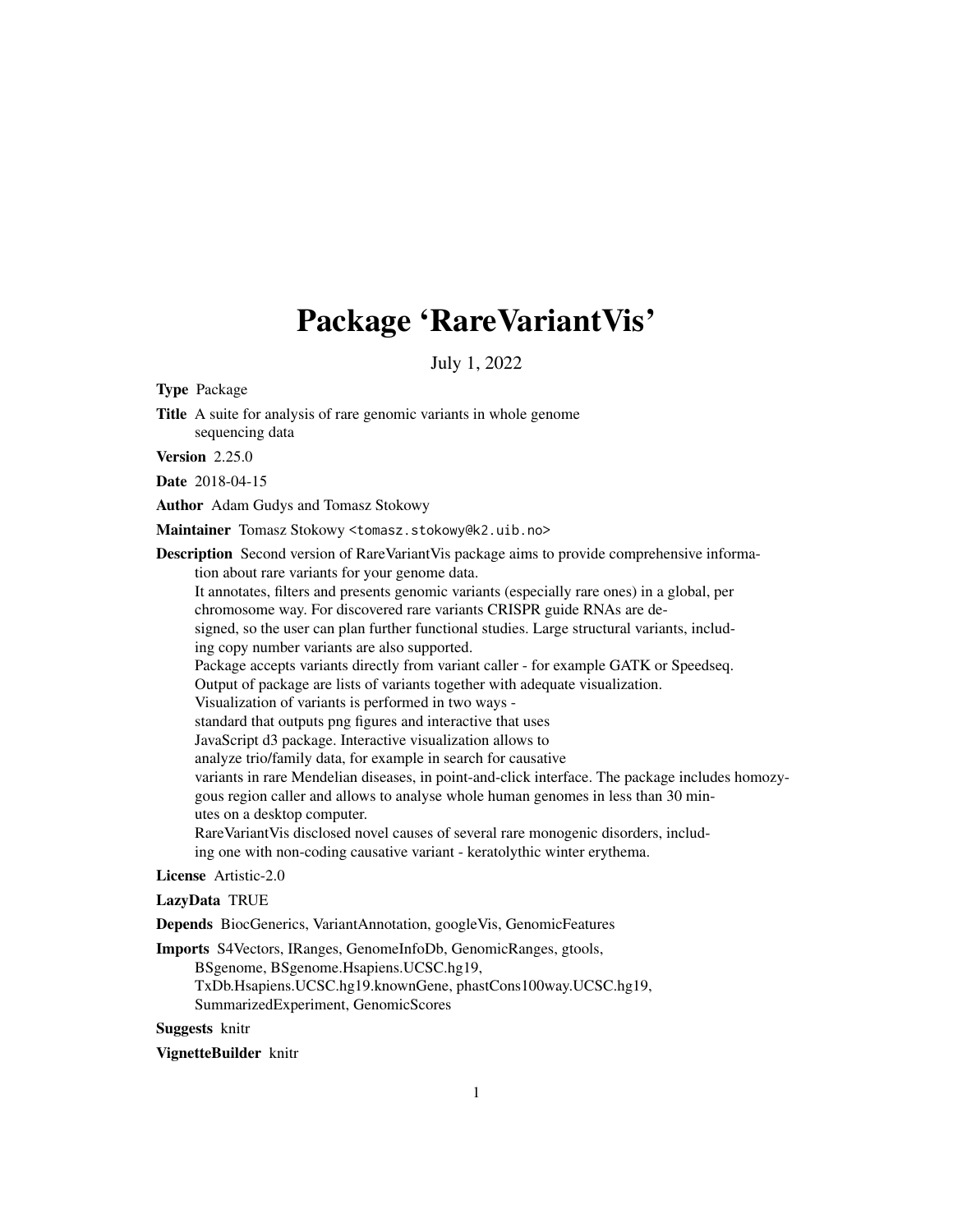# Package 'RareVariantVis'

July 1, 2022

**Type** Package

**Title** A suite for analysis of rare genomic variants in whole genome sequencing data

**Version** 2.25.0

**Date** 2018-04-15

**Author** Adam Gudys and Tomasz Stokowy

**Maintainer** Tomasz Stokowy <tomasz.stokowy@k2.uib.no>

**Description** Second version of RareVariantVis package aims to provide comprehensive information about rare variants for your genome data.
It annotates, filters and presents genomic variants (especially rare ones) in a global, per chromosome way. For discovered rare variants CRISPR guide RNAs are designed, so the user can plan further functional studies. Large structural variants, including copy number variants are also supported.
Package accepts variants directly from variant caller - for example GATK or Speedseq.
Output of package are lists of variants together with adequate visualization.
Visualization of variants is performed in two ways -
standard that outputs png figures and interactive that uses
JavaScript d3 package. Interactive visualization allows to
analyze trio/family data, for example in search for causative
variants in rare Mendelian diseases, in point-and-click interface. The package includes homozygous region caller and allows to analyse whole human genomes in less than 30 minutes on a desktop computer.
RareVariantVis disclosed novel causes of several rare monogenic disorders, including one with non-coding causative variant - keratolythic winter erythema.

**License** Artistic-2.0

**LazyData** TRUE

**Depends** BiocGenerics, VariantAnnotation, googleVis, GenomicFeatures

**Imports** S4Vectors, IRanges, GenomeInfoDb, GenomicRanges, gtools, BSgenome, BSgenome.Hsapiens.UCSC.hg19, TxDb.Hsapiens.UCSC.hg19.knownGene, phastCons100way.UCSC.hg19, SummarizedExperiment, GenomicScores

**Suggests** knitr

**VignetteBuilder** knitr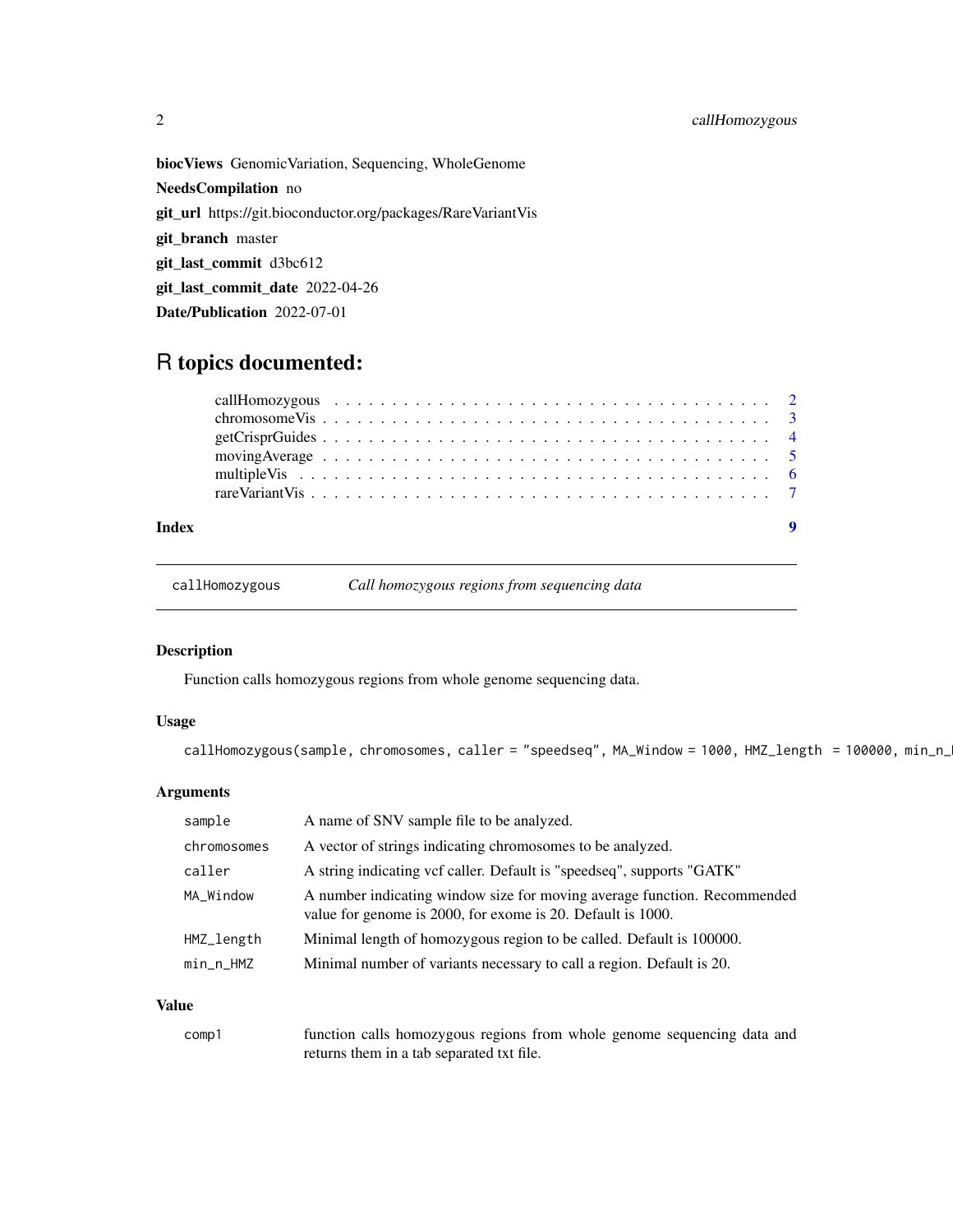**biocViews** GenomicVariation, Sequencing, WholeGenome

**NeedsCompilation** no

**git_url** https://git.bioconductor.org/packages/RareVariantVis

**git_branch** master

**git_last_commit** d3bc612

**git_last_commit_date** 2022-04-26

**Date/Publication** 2022-07-01

# R topics documented:

- callHomozygous . . . . . . . . . . . . . . . . . . . . . . . . . . . . . . . . . . . . 2
- chromosomeVis . . . . . . . . . . . . . . . . . . . . . . . . . . . . . . . . . . . . 3
- getCrisprGuides . . . . . . . . . . . . . . . . . . . . . . . . . . . . . . . . . . . . 4
- movingAverage . . . . . . . . . . . . . . . . . . . . . . . . . . . . . . . . . . . . 5
- multipleVis . . . . . . . . . . . . . . . . . . . . . . . . . . . . . . . . . . . . 6
- rareVariantVis . . . . . . . . . . . . . . . . . . . . . . . . . . . . . . . . . . . . 7

**Index** 9

---

## callHomozygous — *Call homozygous regions from sequencing data*

### Description

Function calls homozygous regions from whole genome sequencing data.

### Usage

```
callHomozygous(sample, chromosomes, caller = "speedseq", MA_Window = 1000, HMZ_length  = 100000, min_n_
```

### Arguments

| | |
|---|---|
| `sample` | A name of SNV sample file to be analyzed. |
| `chromosomes` | A vector of strings indicating chromosomes to be analyzed. |
| `caller` | A string indicating vcf caller. Default is "speedseq", supports "GATK" |
| `MA_Window` | A number indicating window size for moving average function. Recommended value for genome is 2000, for exome is 20. Default is 1000. |
| `HMZ_length` | Minimal length of homozygous region to be called. Default is 100000. |
| `min_n_HMZ` | Minimal number of variants necessary to call a region. Default is 20. |

### Value

| | |
|---|---|
| `comp1` | function calls homozygous regions from whole genome sequencing data and returns them in a tab separated txt file. |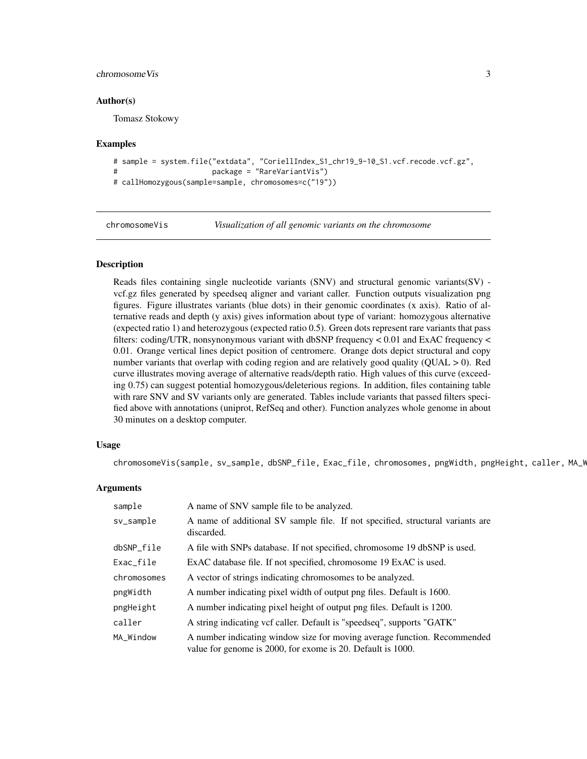### Author(s)

Tomasz Stokowy

### Examples

```
# sample = system.file("extdata", "CoriellIndex_S1_chr19_9-10_S1.vcf.recode.vcf.gz",
#                      package = "RareVariantVis")
# callHomozygous(sample=sample, chromosomes=c("19"))
```

---

## chromosomeVis *Visualization of all genomic variants on the chromosome*

---

### Description

Reads files containing single nucleotide variants (SNV) and structural genomic variants(SV) - vcf.gz files generated by speedseq aligner and variant caller. Function outputs visualization png figures. Figure illustrates variants (blue dots) in their genomic coordinates (x axis). Ratio of alternative reads and depth (y axis) gives information about type of variant: homozygous alternative (expected ratio 1) and heterozygous (expected ratio 0.5). Green dots represent rare variants that pass filters: coding/UTR, nonsynonymous variant with dbSNP frequency < 0.01 and ExAC frequency < 0.01. Orange vertical lines depict position of centromere. Orange dots depict structural and copy number variants that overlap with coding region and are relatively good quality (QUAL > 0). Red curve illustrates moving average of alternative reads/depth ratio. High values of this curve (exceeding 0.75) can suggest potential homozygous/deleterious regions. In addition, files containing table with rare SNV and SV variants only are generated. Tables include variants that passed filters specified above with annotations (uniprot, RefSeq and other). Function analyzes whole genome in about 30 minutes on a desktop computer.

### Usage

```
chromosomeVis(sample, sv_sample, dbSNP_file, Exac_file, chromosomes, pngWidth, pngHeight, caller, MA_W
```

### Arguments

| | |
|---|---|
| `sample` | A name of SNV sample file to be analyzed. |
| `sv_sample` | A name of additional SV sample file. If not specified, structural variants are discarded. |
| `dbSNP_file` | A file with SNPs database. If not specified, chromosome 19 dbSNP is used. |
| `Exac_file` | ExAC database file. If not specified, chromosome 19 ExAC is used. |
| `chromosomes` | A vector of strings indicating chromosomes to be analyzed. |
| `pngWidth` | A number indicating pixel width of output png files. Default is 1600. |
| `pngHeight` | A number indicating pixel height of output png files. Default is 1200. |
| `caller` | A string indicating vcf caller. Default is "speedseq", supports "GATK" |
| `MA_Window` | A number indicating window size for moving average function. Recommended value for genome is 2000, for exome is 20. Default is 1000. |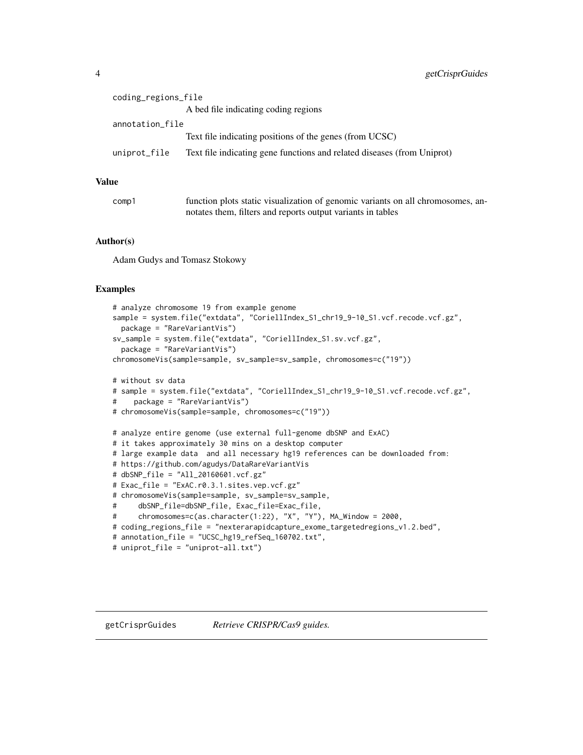coding_regions_file
: A bed file indicating coding regions

annotation_file
: Text file indicating positions of the genes (from UCSC)

uniprot_file
: Text file indicating gene functions and related diseases (from Uniprot)

### Value

comp1
: function plots static visualization of genomic variants on all chromosomes, annotates them, filters and reports output variants in tables

### Author(s)

Adam Gudys and Tomasz Stokowy

### Examples

```
# analyze chromosome 19 from example genome
sample = system.file("extdata", "CoriellIndex_S1_chr19_9-10_S1.vcf.recode.vcf.gz",
  package = "RareVariantVis")
sv_sample = system.file("extdata", "CoriellIndex_S1.sv.vcf.gz",
  package = "RareVariantVis")
chromosomeVis(sample=sample, sv_sample=sv_sample, chromosomes=c("19"))

# without sv data
# sample = system.file("extdata", "CoriellIndex_S1_chr19_9-10_S1.vcf.recode.vcf.gz",
#    package = "RareVariantVis")
# chromosomeVis(sample=sample, chromosomes=c("19"))

# analyze entire genome (use external full-genome dbSNP and ExAC)
# it takes approximately 30 mins on a desktop computer
# large example data  and all necessary hg19 references can be downloaded from:
# https://github.com/agudys/DataRareVariantVis
# dbSNP_file = "All_20160601.vcf.gz"
# Exac_file = "ExAC.r0.3.1.sites.vep.vcf.gz"
# chromosomeVis(sample=sample, sv_sample=sv_sample,
#     dbSNP_file=dbSNP_file, Exac_file=Exac_file,
#     chromosomes=c(as.character(1:22), "X", "Y"), MA_Window = 2000,
# coding_regions_file = "nexterarapidcapture_exome_targetedregions_v1.2.bed",
# annotation_file = "UCSC_hg19_refSeq_160702.txt",
# uniprot_file = "uniprot-all.txt")
```

---

## getCrisprGuides    *Retrieve CRISPR/Cas9 guides.*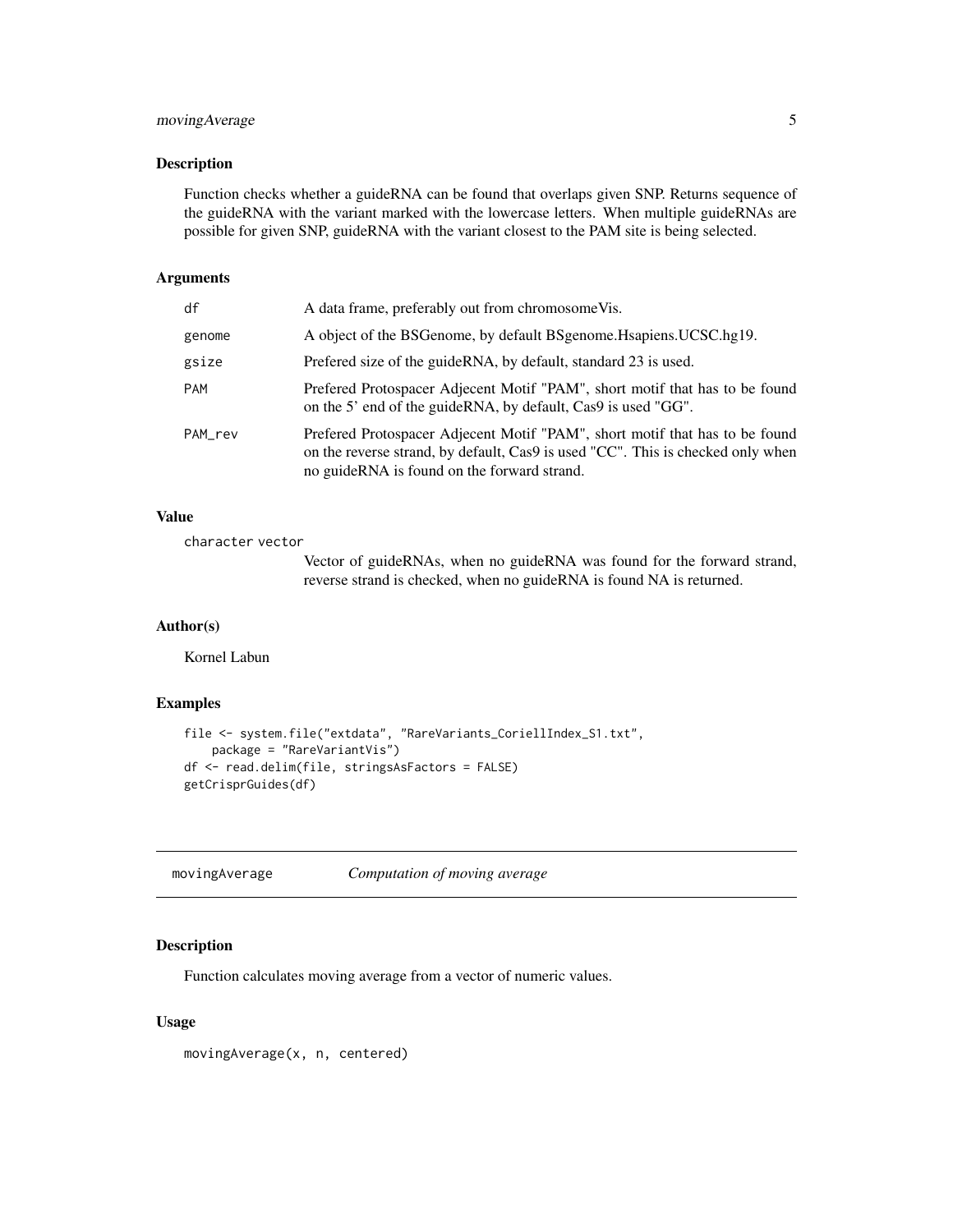## Description

Function checks whether a guideRNA can be found that overlaps given SNP. Returns sequence of the guideRNA with the variant marked with the lowercase letters. When multiple guideRNAs are possible for given SNP, guideRNA with the variant closest to the PAM site is being selected.

## Arguments

| | |
|---|---|
| df | A data frame, preferably out from chromosomeVis. |
| genome | A object of the BSGenome, by default BSgenome.Hsapiens.UCSC.hg19. |
| gsize | Prefered size of the guideRNA, by default, standard 23 is used. |
| PAM | Prefered Protospacer Adjecent Motif "PAM", short motif that has to be found on the 5' end of the guideRNA, by default, Cas9 is used "GG". |
| PAM_rev | Prefered Protospacer Adjecent Motif "PAM", short motif that has to be found on the reverse strand, by default, Cas9 is used "CC". This is checked only when no guideRNA is found on the forward strand. |

## Value

character vector

Vector of guideRNAs, when no guideRNA was found for the forward strand, reverse strand is checked, when no guideRNA is found NA is returned.

## Author(s)

Kornel Labun

## Examples

```
file <- system.file("extdata", "RareVariants_CoriellIndex_S1.txt",
    package = "RareVariantVis")
df <- read.delim(file, stringsAsFactors = FALSE)
getCrisprGuides(df)
```

---

# movingAverage *Computation of moving average*

## Description

Function calculates moving average from a vector of numeric values.

## Usage

```
movingAverage(x, n, centered)
```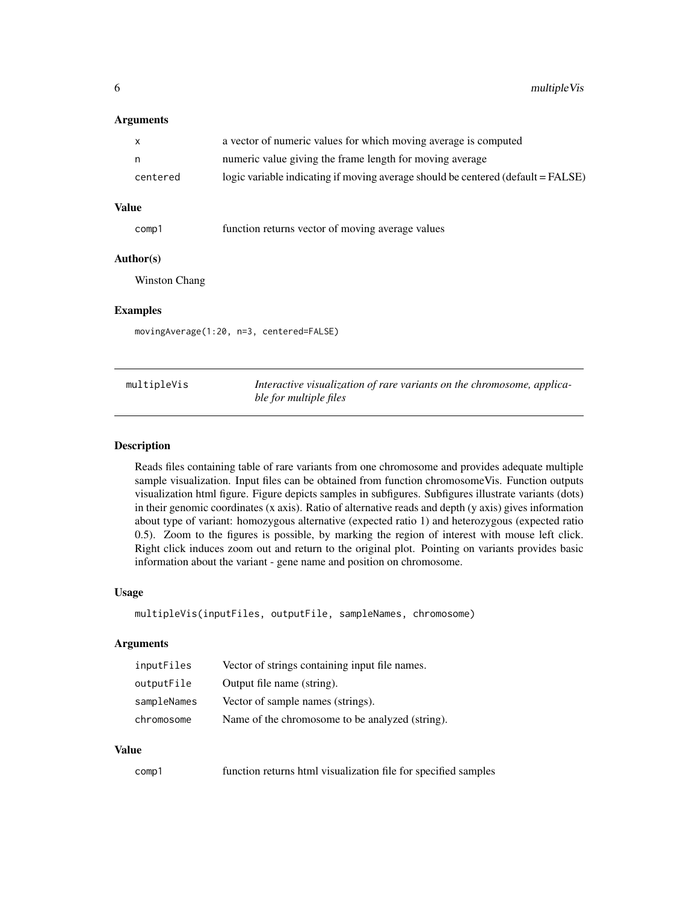### Arguments

| | |
|---|---|
| `x` | a vector of numeric values for which moving average is computed |
| `n` | numeric value giving the frame length for moving average |
| `centered` | logic variable indicating if moving average should be centered (default = FALSE) |

### Value

| | |
|---|---|
| `comp1` | function returns vector of moving average values |

### Author(s)

Winston Chang

### Examples

```
movingAverage(1:20, n=3, centered=FALSE)
```

---

## multipleVis — *Interactive visualization of rare variants on the chromosome, applicable for multiple files*

---

### Description

Reads files containing table of rare variants from one chromosome and provides adequate multiple sample visualization. Input files can be obtained from function chromosomeVis. Function outputs visualization html figure. Figure depicts samples in subfigures. Subfigures illustrate variants (dots) in their genomic coordinates (x axis). Ratio of alternative reads and depth (y axis) gives information about type of variant: homozygous alternative (expected ratio 1) and heterozygous (expected ratio 0.5). Zoom to the figures is possible, by marking the region of interest with mouse left click. Right click induces zoom out and return to the original plot. Pointing on variants provides basic information about the variant - gene name and position on chromosome.

### Usage

```
multipleVis(inputFiles, outputFile, sampleNames, chromosome)
```

### Arguments

| | |
|---|---|
| `inputFiles` | Vector of strings containing input file names. |
| `outputFile` | Output file name (string). |
| `sampleNames` | Vector of sample names (strings). |
| `chromosome` | Name of the chromosome to be analyzed (string). |

### Value

| | |
|---|---|
| `comp1` | function returns html visualization file for specified samples |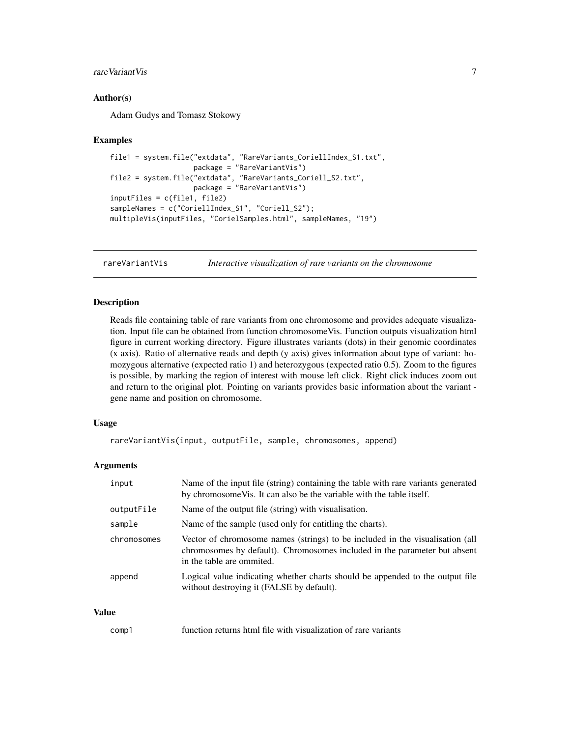### Author(s)

Adam Gudys and Tomasz Stokowy

### Examples

```
file1 = system.file("extdata", "RareVariants_CoriellIndex_S1.txt",
                    package = "RareVariantVis")
file2 = system.file("extdata", "RareVariants_Coriell_S2.txt",
                    package = "RareVariantVis")
inputFiles = c(file1, file2)
sampleNames = c("CoriellIndex_S1", "Coriell_S2");
multipleVis(inputFiles, "CorielSamples.html", sampleNames, "19")
```

---

## rareVariantVis — *Interactive visualization of rare variants on the chromosome*

### Description

Reads file containing table of rare variants from one chromosome and provides adequate visualization. Input file can be obtained from function chromosomeVis. Function outputs visualization html figure in current working directory. Figure illustrates variants (dots) in their genomic coordinates (x axis). Ratio of alternative reads and depth (y axis) gives information about type of variant: homozygous alternative (expected ratio 1) and heterozygous (expected ratio 0.5). Zoom to the figures is possible, by marking the region of interest with mouse left click. Right click induces zoom out and return to the original plot. Pointing on variants provides basic information about the variant - gene name and position on chromosome.

### Usage

```
rareVariantVis(input, outputFile, sample, chromosomes, append)
```

### Arguments

| | |
|---|---|
| `input` | Name of the input file (string) containing the table with rare variants generated by chromosomeVis. It can also be the variable with the table itself. |
| `outputFile` | Name of the output file (string) with visualisation. |
| `sample` | Name of the sample (used only for entitling the charts). |
| `chromosomes` | Vector of chromosome names (strings) to be included in the visualisation (all chromosomes by default). Chromosomes included in the parameter but absent in the table are ommited. |
| `append` | Logical value indicating whether charts should be appended to the output file without destroying it (FALSE by default). |

### Value

| | |
|---|---|
| `comp1` | function returns html file with visualization of rare variants |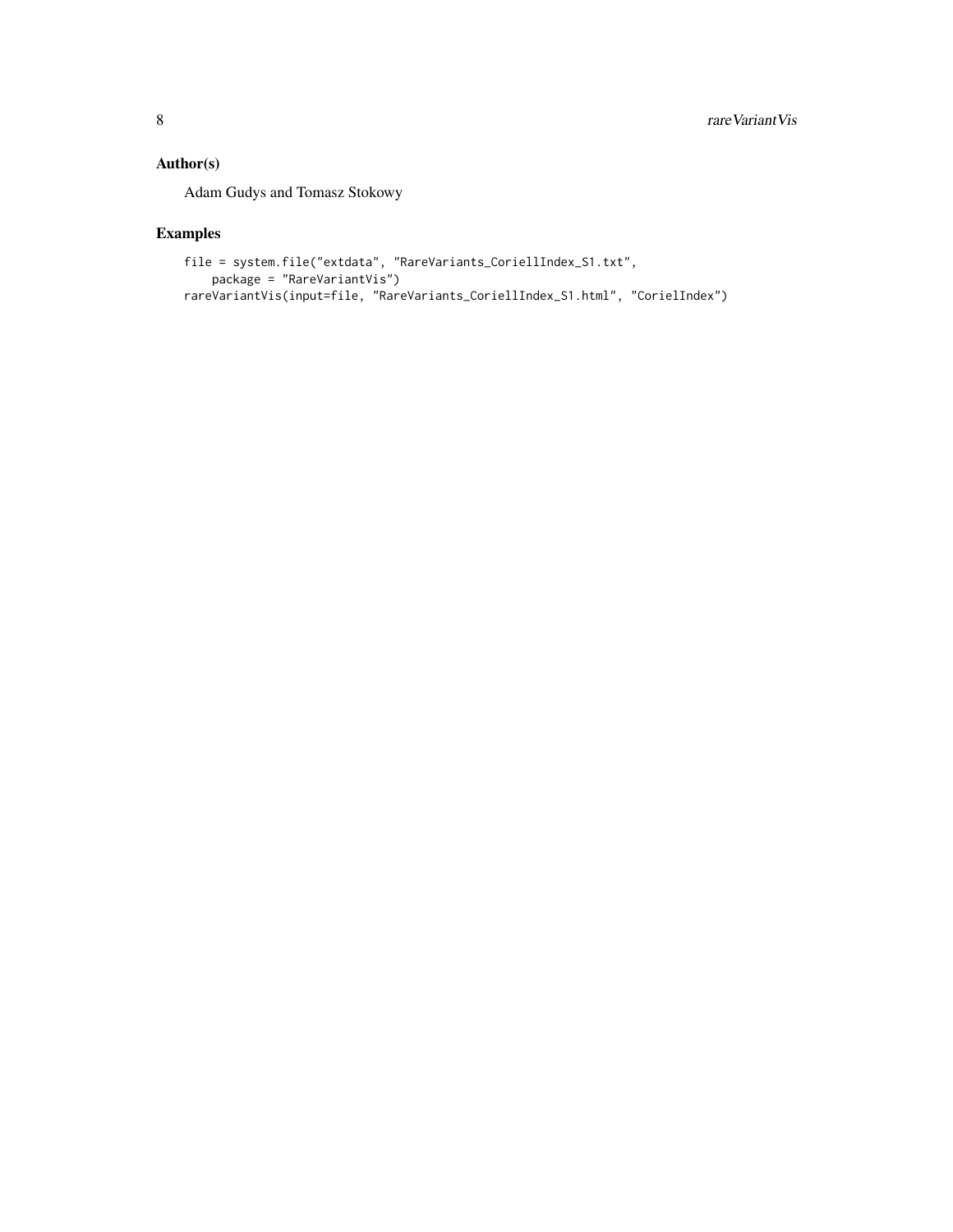## Author(s)

Adam Gudys and Tomasz Stokowy

## Examples

```
file = system.file("extdata", "RareVariants_CoriellIndex_S1.txt",
    package = "RareVariantVis")
rareVariantVis(input=file, "RareVariants_CoriellIndex_S1.html", "CorielIndex")
```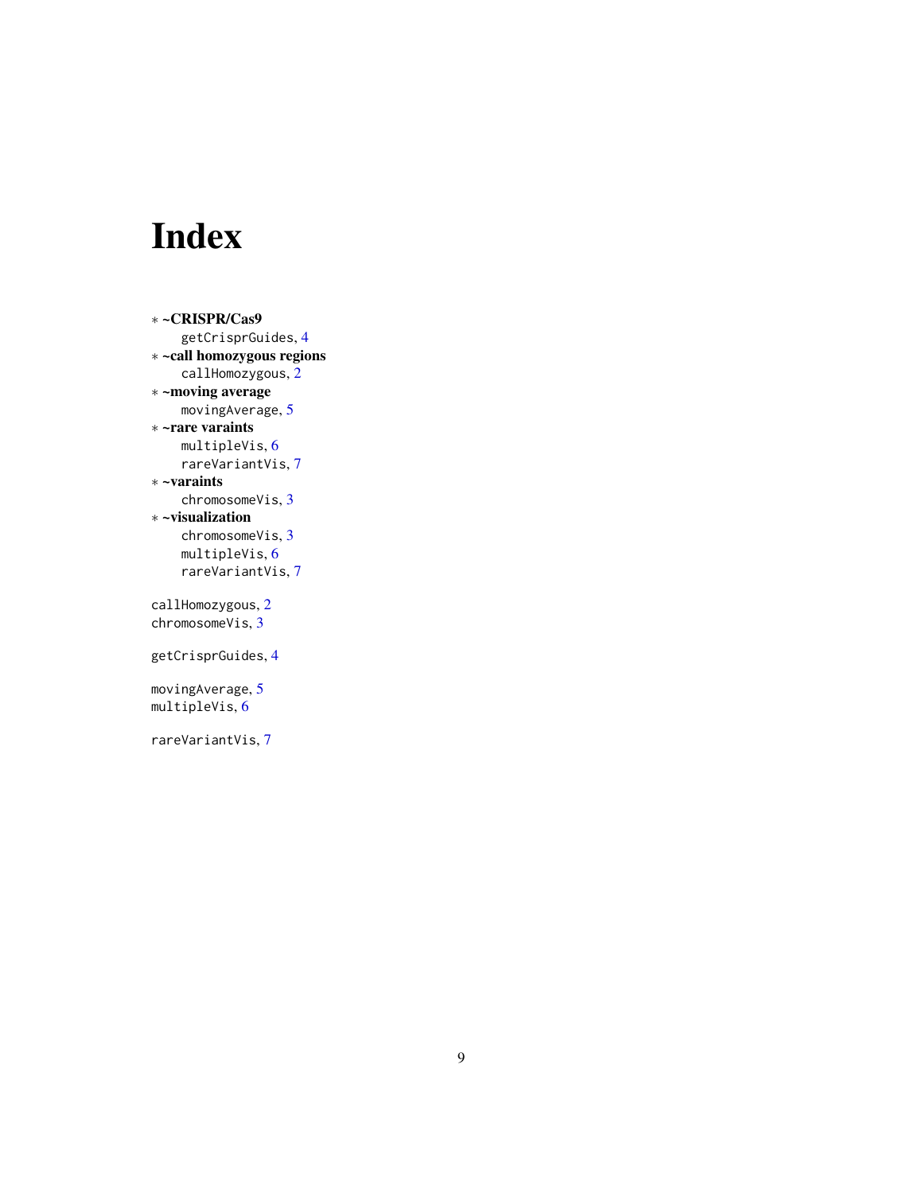# Index

∗ **~CRISPR/Cas9**
    getCrisprGuides, 4
∗ **~call homozygous regions**
    callHomozygous, 2
∗ **~moving average**
    movingAverage, 5
∗ **~rare varaints**
    multipleVis, 6
    rareVariantVis, 7
∗ **~varaints**
    chromosomeVis, 3
∗ **~visualization**
    chromosomeVis, 3
    multipleVis, 6
    rareVariantVis, 7

callHomozygous, 2
chromosomeVis, 3

getCrisprGuides, 4

movingAverage, 5
multipleVis, 6

rareVariantVis, 7